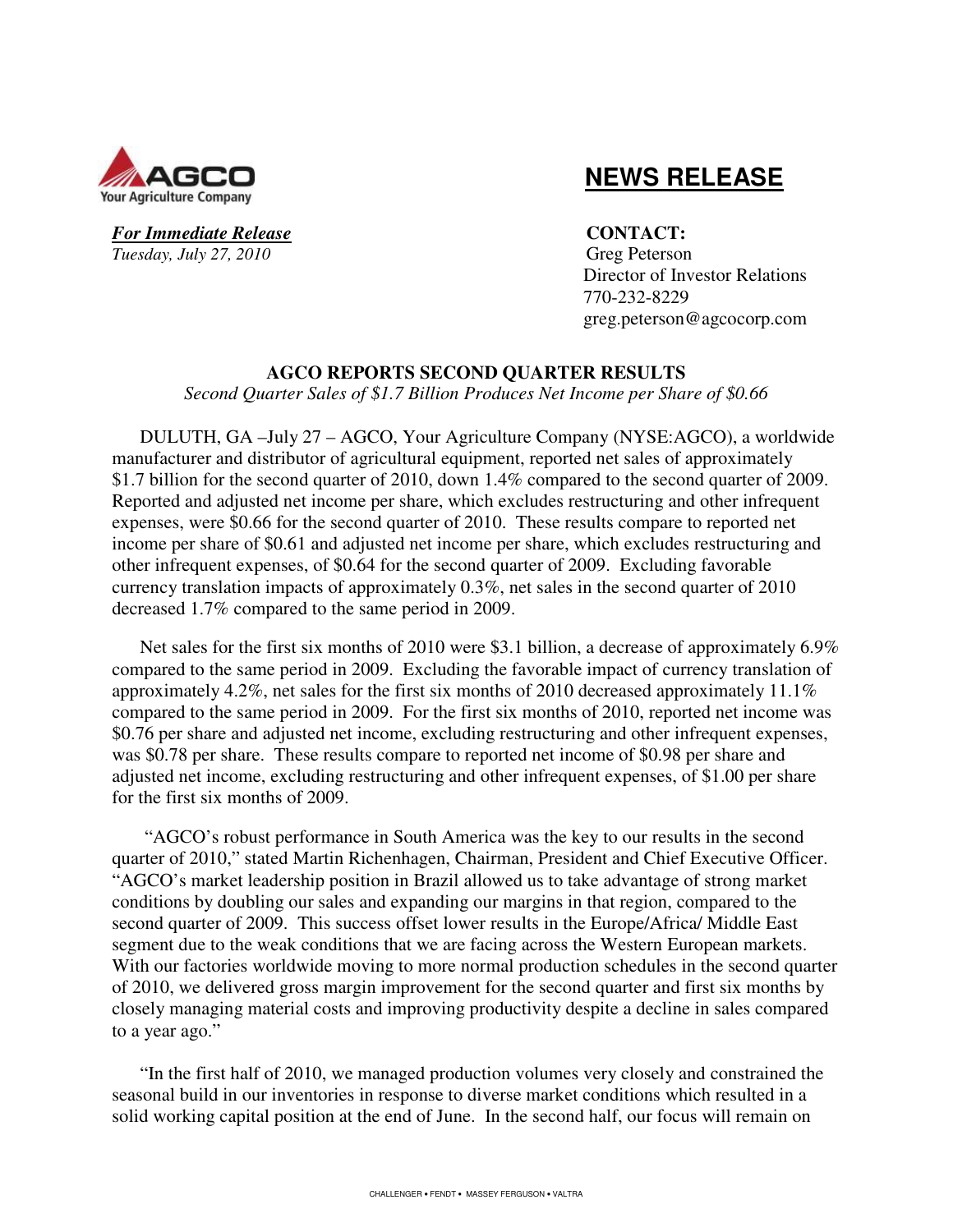AGCO
Your Agriculture Company

# NEWS RELEASE

***For Immediate Release***
*Tuesday, July 27, 2010*

**CONTACT:**
Greg Peterson
Director of Investor Relations
770-232-8229
greg.peterson@agcocorp.com

**AGCO REPORTS SECOND QUARTER RESULTS**
*Second Quarter Sales of $1.7 Billion Produces Net Income per Share of $0.66*

DULUTH, GA –July 27 – AGCO, Your Agriculture Company (NYSE:AGCO), a worldwide manufacturer and distributor of agricultural equipment, reported net sales of approximately $1.7 billion for the second quarter of 2010, down 1.4% compared to the second quarter of 2009. Reported and adjusted net income per share, which excludes restructuring and other infrequent expenses, were $0.66 for the second quarter of 2010. These results compare to reported net income per share of $0.61 and adjusted net income per share, which excludes restructuring and other infrequent expenses, of $0.64 for the second quarter of 2009. Excluding favorable currency translation impacts of approximately 0.3%, net sales in the second quarter of 2010 decreased 1.7% compared to the same period in 2009.

Net sales for the first six months of 2010 were $3.1 billion, a decrease of approximately 6.9% compared to the same period in 2009. Excluding the favorable impact of currency translation of approximately 4.2%, net sales for the first six months of 2010 decreased approximately 11.1% compared to the same period in 2009. For the first six months of 2010, reported net income was $0.76 per share and adjusted net income, excluding restructuring and other infrequent expenses, was $0.78 per share. These results compare to reported net income of $0.98 per share and adjusted net income, excluding restructuring and other infrequent expenses, of $1.00 per share for the first six months of 2009.

"AGCO's robust performance in South America was the key to our results in the second quarter of 2010," stated Martin Richenhagen, Chairman, President and Chief Executive Officer. "AGCO's market leadership position in Brazil allowed us to take advantage of strong market conditions by doubling our sales and expanding our margins in that region, compared to the second quarter of 2009. This success offset lower results in the Europe/Africa/ Middle East segment due to the weak conditions that we are facing across the Western European markets. With our factories worldwide moving to more normal production schedules in the second quarter of 2010, we delivered gross margin improvement for the second quarter and first six months by closely managing material costs and improving productivity despite a decline in sales compared to a year ago."

"In the first half of 2010, we managed production volumes very closely and constrained the seasonal build in our inventories in response to diverse market conditions which resulted in a solid working capital position at the end of June. In the second half, our focus will remain on

CHALLENGER • FENDT • MASSEY FERGUSON • VALTRA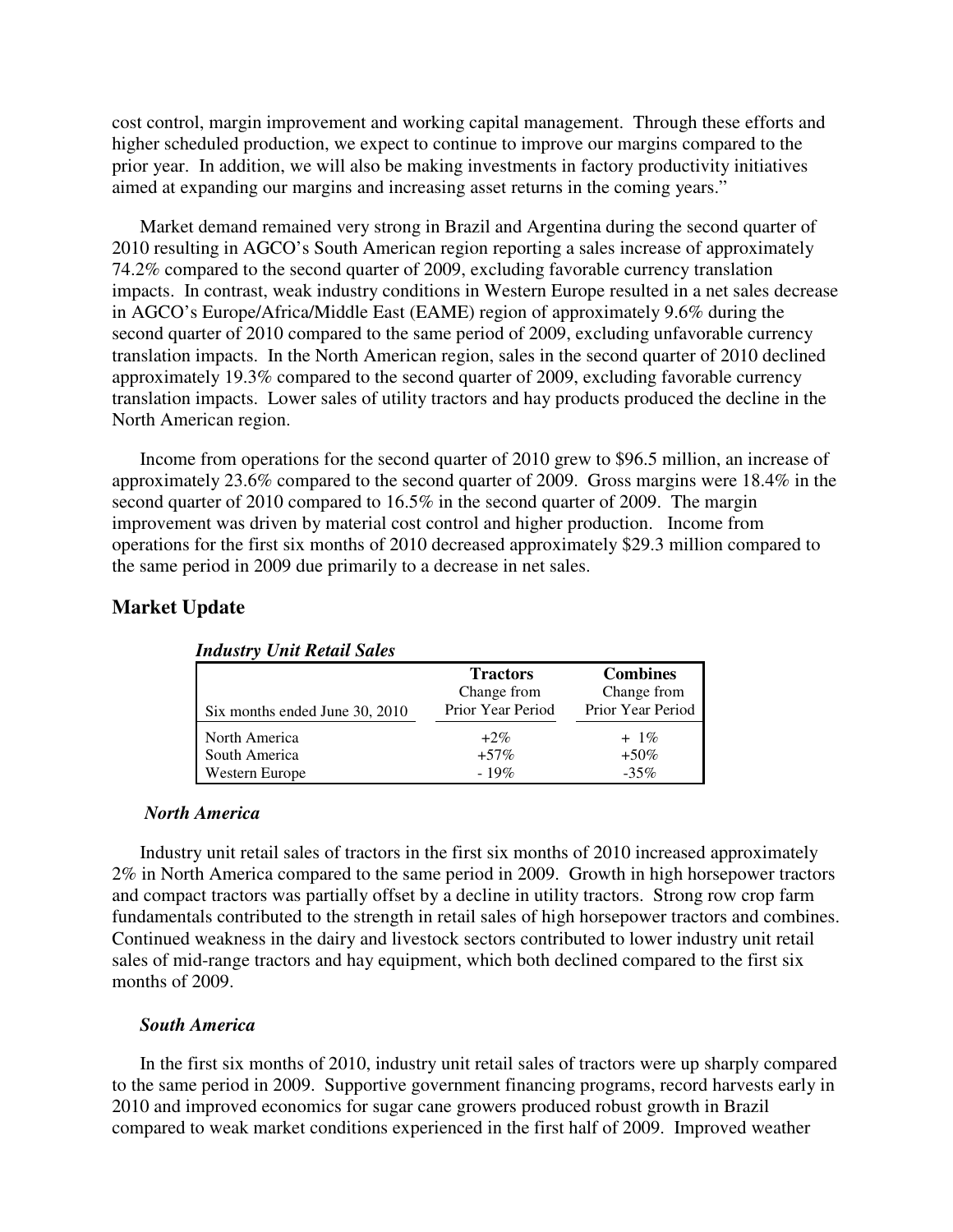cost control, margin improvement and working capital management. Through these efforts and higher scheduled production, we expect to continue to improve our margins compared to the prior year. In addition, we will also be making investments in factory productivity initiatives aimed at expanding our margins and increasing asset returns in the coming years."

Market demand remained very strong in Brazil and Argentina during the second quarter of 2010 resulting in AGCO's South American region reporting a sales increase of approximately 74.2% compared to the second quarter of 2009, excluding favorable currency translation impacts. In contrast, weak industry conditions in Western Europe resulted in a net sales decrease in AGCO's Europe/Africa/Middle East (EAME) region of approximately 9.6% during the second quarter of 2010 compared to the same period of 2009, excluding unfavorable currency translation impacts. In the North American region, sales in the second quarter of 2010 declined approximately 19.3% compared to the second quarter of 2009, excluding favorable currency translation impacts. Lower sales of utility tractors and hay products produced the decline in the North American region.

Income from operations for the second quarter of 2010 grew to $96.5 million, an increase of approximately 23.6% compared to the second quarter of 2009. Gross margins were 18.4% in the second quarter of 2010 compared to 16.5% in the second quarter of 2009. The margin improvement was driven by material cost control and higher production. Income from operations for the first six months of 2010 decreased approximately $29.3 million compared to the same period in 2009 due primarily to a decrease in net sales.

## Market Update

***Industry Unit Retail Sales***

| Six months ended June 30, 2010 | **Tractors** Change from Prior Year Period | **Combines** Change from Prior Year Period |
|---|---|---|
| North America | +2% | + 1% |
| South America | +57% | +50% |
| Western Europe | - 19% | -35% |

### *North America*

Industry unit retail sales of tractors in the first six months of 2010 increased approximately 2% in North America compared to the same period in 2009. Growth in high horsepower tractors and compact tractors was partially offset by a decline in utility tractors. Strong row crop farm fundamentals contributed to the strength in retail sales of high horsepower tractors and combines. Continued weakness in the dairy and livestock sectors contributed to lower industry unit retail sales of mid-range tractors and hay equipment, which both declined compared to the first six months of 2009.

### *South America*

In the first six months of 2010, industry unit retail sales of tractors were up sharply compared to the same period in 2009. Supportive government financing programs, record harvests early in 2010 and improved economics for sugar cane growers produced robust growth in Brazil compared to weak market conditions experienced in the first half of 2009. Improved weather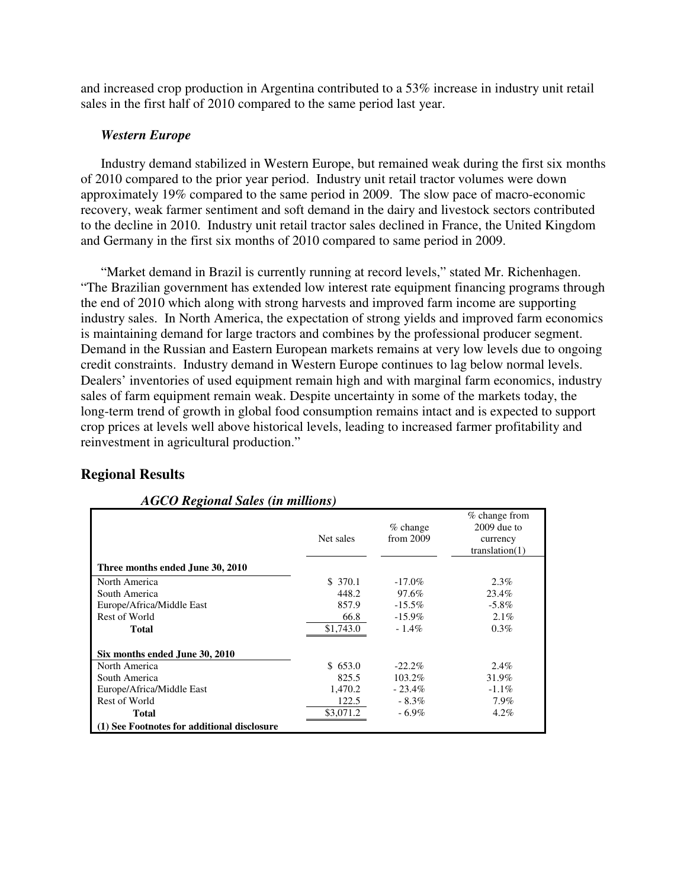and increased crop production in Argentina contributed to a 53% increase in industry unit retail sales in the first half of 2010 compared to the same period last year.

***Western Europe***

Industry demand stabilized in Western Europe, but remained weak during the first six months of 2010 compared to the prior year period. Industry unit retail tractor volumes were down approximately 19% compared to the same period in 2009. The slow pace of macro-economic recovery, weak farmer sentiment and soft demand in the dairy and livestock sectors contributed to the decline in 2010. Industry unit retail tractor sales declined in France, the United Kingdom and Germany in the first six months of 2010 compared to same period in 2009.

"Market demand in Brazil is currently running at record levels," stated Mr. Richenhagen. "The Brazilian government has extended low interest rate equipment financing programs through the end of 2010 which along with strong harvests and improved farm income are supporting industry sales. In North America, the expectation of strong yields and improved farm economics is maintaining demand for large tractors and combines by the professional producer segment. Demand in the Russian and Eastern European markets remains at very low levels due to ongoing credit constraints. Industry demand in Western Europe continues to lag below normal levels. Dealers' inventories of used equipment remain high and with marginal farm economics, industry sales of farm equipment remain weak. Despite uncertainty in some of the markets today, the long-term trend of growth in global food consumption remains intact and is expected to support crop prices at levels well above historical levels, leading to increased farmer profitability and reinvestment in agricultural production."

## Regional Results

***AGCO Regional Sales (in millions)***

| | Net sales | % change from 2009 | % change from 2009 due to currency translation(1) |
|---|---|---|---|
| **Three months ended June 30, 2010** | | | |
| North America | $ 370.1 | -17.0% | 2.3% |
| South America | 448.2 | 97.6% | 23.4% |
| Europe/Africa/Middle East | 857.9 | -15.5% | -5.8% |
| Rest of World | 66.8 | -15.9% | 2.1% |
| **Total** | $1,743.0 | - 1.4% | 0.3% |
| **Six months ended June 30, 2010** | | | |
| North America | $ 653.0 | -22.2% | 2.4% |
| South America | 825.5 | 103.2% | 31.9% |
| Europe/Africa/Middle East | 1,470.2 | - 23.4% | -1.1% |
| Rest of World | 122.5 | - 8.3% | 7.9% |
| **Total** | $3,071.2 | - 6.9% | 4.2% |

**(1) See Footnotes for additional disclosure**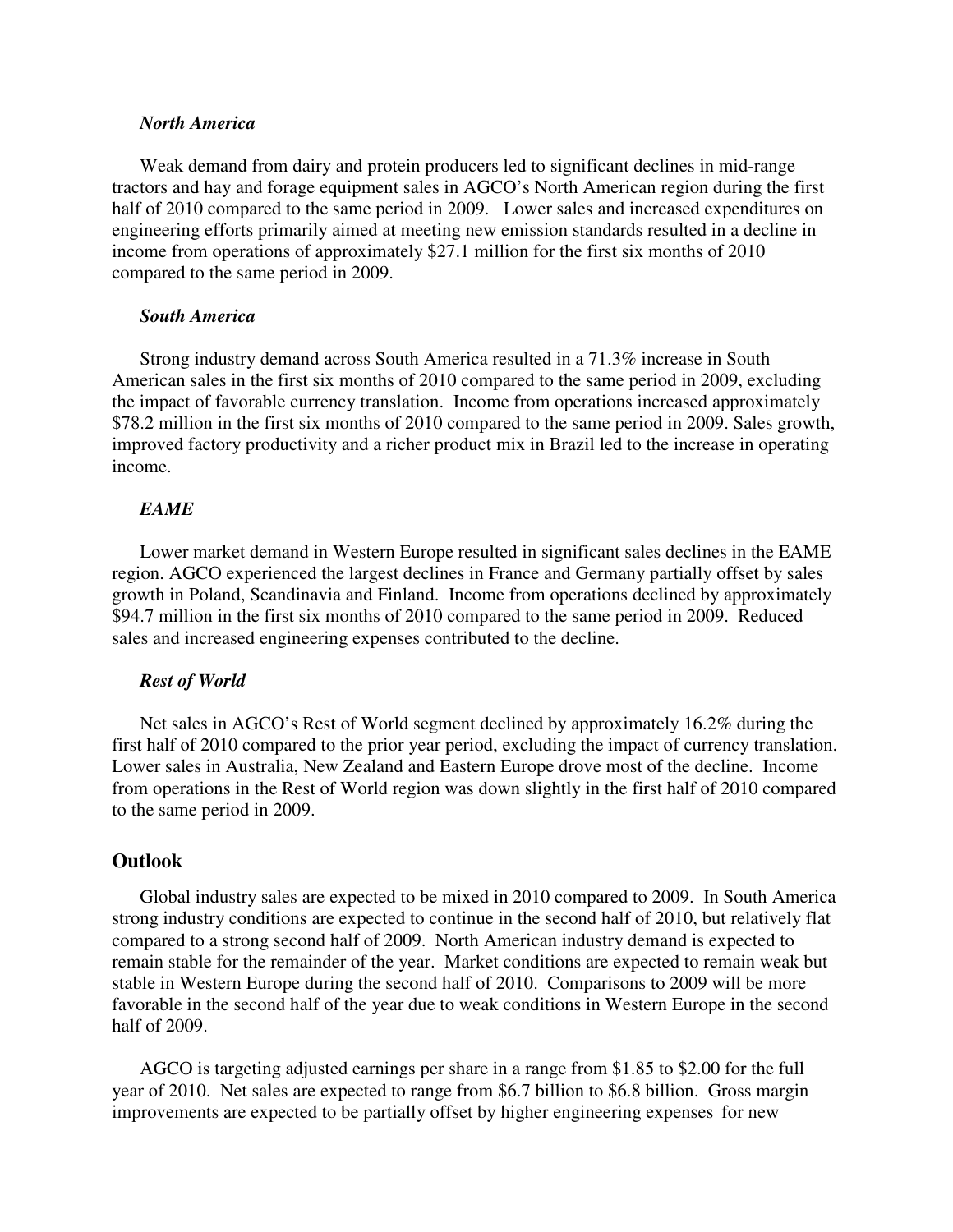***North America***

Weak demand from dairy and protein producers led to significant declines in mid-range tractors and hay and forage equipment sales in AGCO's North American region during the first half of 2010 compared to the same period in 2009. Lower sales and increased expenditures on engineering efforts primarily aimed at meeting new emission standards resulted in a decline in income from operations of approximately $27.1 million for the first six months of 2010 compared to the same period in 2009.

***South America***

Strong industry demand across South America resulted in a 71.3% increase in South American sales in the first six months of 2010 compared to the same period in 2009, excluding the impact of favorable currency translation. Income from operations increased approximately $78.2 million in the first six months of 2010 compared to the same period in 2009. Sales growth, improved factory productivity and a richer product mix in Brazil led to the increase in operating income.

***EAME***

Lower market demand in Western Europe resulted in significant sales declines in the EAME region. AGCO experienced the largest declines in France and Germany partially offset by sales growth in Poland, Scandinavia and Finland. Income from operations declined by approximately $94.7 million in the first six months of 2010 compared to the same period in 2009. Reduced sales and increased engineering expenses contributed to the decline.

***Rest of World***

Net sales in AGCO's Rest of World segment declined by approximately 16.2% during the first half of 2010 compared to the prior year period, excluding the impact of currency translation. Lower sales in Australia, New Zealand and Eastern Europe drove most of the decline. Income from operations in the Rest of World region was down slightly in the first half of 2010 compared to the same period in 2009.

## Outlook

Global industry sales are expected to be mixed in 2010 compared to 2009. In South America strong industry conditions are expected to continue in the second half of 2010, but relatively flat compared to a strong second half of 2009. North American industry demand is expected to remain stable for the remainder of the year. Market conditions are expected to remain weak but stable in Western Europe during the second half of 2010. Comparisons to 2009 will be more favorable in the second half of the year due to weak conditions in Western Europe in the second half of 2009.

AGCO is targeting adjusted earnings per share in a range from $1.85 to $2.00 for the full year of 2010. Net sales are expected to range from $6.7 billion to $6.8 billion. Gross margin improvements are expected to be partially offset by higher engineering expenses for new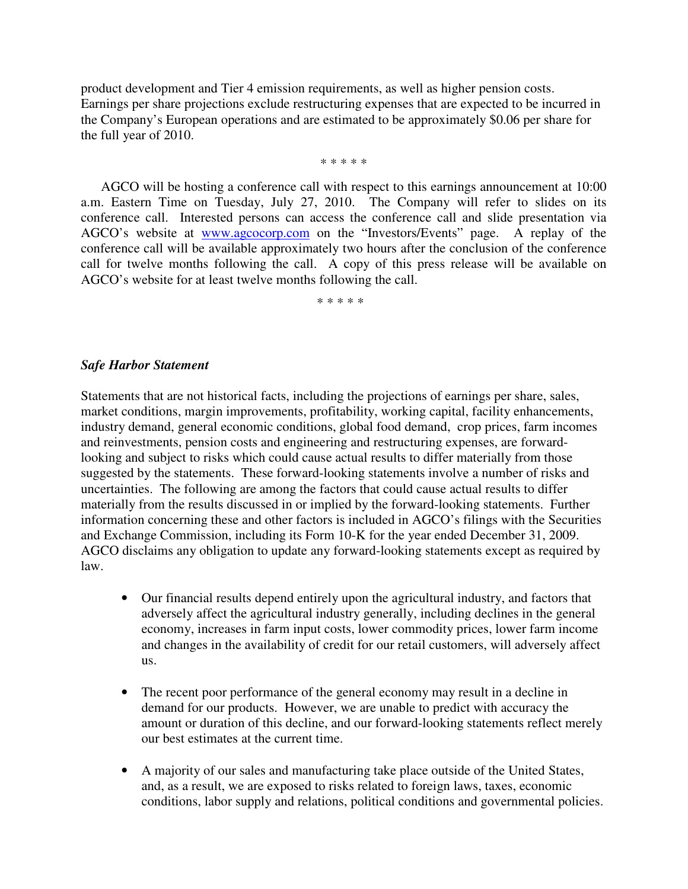product development and Tier 4 emission requirements, as well as higher pension costs. Earnings per share projections exclude restructuring expenses that are expected to be incurred in the Company's European operations and are estimated to be approximately $0.06 per share for the full year of 2010.

\* \* \* \* \*

AGCO will be hosting a conference call with respect to this earnings announcement at 10:00 a.m. Eastern Time on Tuesday, July 27, 2010. The Company will refer to slides on its conference call. Interested persons can access the conference call and slide presentation via AGCO's website at www.agcocorp.com on the "Investors/Events" page. A replay of the conference call will be available approximately two hours after the conclusion of the conference call for twelve months following the call. A copy of this press release will be available on AGCO's website for at least twelve months following the call.

\* \* \* \* \*

***Safe Harbor Statement***

Statements that are not historical facts, including the projections of earnings per share, sales, market conditions, margin improvements, profitability, working capital, facility enhancements, industry demand, general economic conditions, global food demand, crop prices, farm incomes and reinvestments, pension costs and engineering and restructuring expenses, are forward-looking and subject to risks which could cause actual results to differ materially from those suggested by the statements. These forward-looking statements involve a number of risks and uncertainties. The following are among the factors that could cause actual results to differ materially from the results discussed in or implied by the forward-looking statements. Further information concerning these and other factors is included in AGCO's filings with the Securities and Exchange Commission, including its Form 10-K for the year ended December 31, 2009. AGCO disclaims any obligation to update any forward-looking statements except as required by law.

- Our financial results depend entirely upon the agricultural industry, and factors that adversely affect the agricultural industry generally, including declines in the general economy, increases in farm input costs, lower commodity prices, lower farm income and changes in the availability of credit for our retail customers, will adversely affect us.

- The recent poor performance of the general economy may result in a decline in demand for our products. However, we are unable to predict with accuracy the amount or duration of this decline, and our forward-looking statements reflect merely our best estimates at the current time.

- A majority of our sales and manufacturing take place outside of the United States, and, as a result, we are exposed to risks related to foreign laws, taxes, economic conditions, labor supply and relations, political conditions and governmental policies.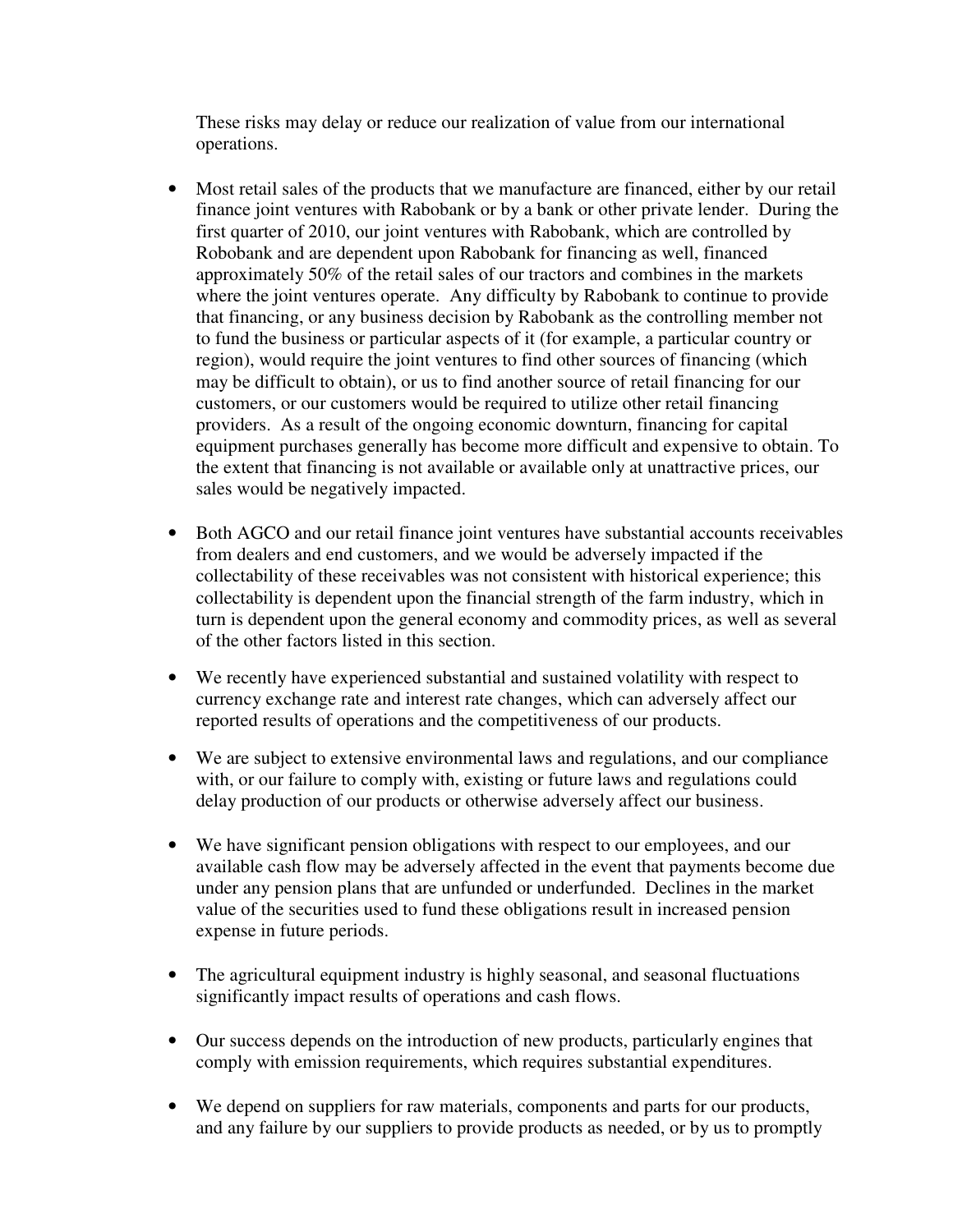These risks may delay or reduce our realization of value from our international operations.

- Most retail sales of the products that we manufacture are financed, either by our retail finance joint ventures with Rabobank or by a bank or other private lender. During the first quarter of 2010, our joint ventures with Rabobank, which are controlled by Robobank and are dependent upon Rabobank for financing as well, financed approximately 50% of the retail sales of our tractors and combines in the markets where the joint ventures operate. Any difficulty by Rabobank to continue to provide that financing, or any business decision by Rabobank as the controlling member not to fund the business or particular aspects of it (for example, a particular country or region), would require the joint ventures to find other sources of financing (which may be difficult to obtain), or us to find another source of retail financing for our customers, or our customers would be required to utilize other retail financing providers. As a result of the ongoing economic downturn, financing for capital equipment purchases generally has become more difficult and expensive to obtain. To the extent that financing is not available or available only at unattractive prices, our sales would be negatively impacted.

- Both AGCO and our retail finance joint ventures have substantial accounts receivables from dealers and end customers, and we would be adversely impacted if the collectability of these receivables was not consistent with historical experience; this collectability is dependent upon the financial strength of the farm industry, which in turn is dependent upon the general economy and commodity prices, as well as several of the other factors listed in this section.

- We recently have experienced substantial and sustained volatility with respect to currency exchange rate and interest rate changes, which can adversely affect our reported results of operations and the competitiveness of our products.

- We are subject to extensive environmental laws and regulations, and our compliance with, or our failure to comply with, existing or future laws and regulations could delay production of our products or otherwise adversely affect our business.

- We have significant pension obligations with respect to our employees, and our available cash flow may be adversely affected in the event that payments become due under any pension plans that are unfunded or underfunded. Declines in the market value of the securities used to fund these obligations result in increased pension expense in future periods.

- The agricultural equipment industry is highly seasonal, and seasonal fluctuations significantly impact results of operations and cash flows.

- Our success depends on the introduction of new products, particularly engines that comply with emission requirements, which requires substantial expenditures.

- We depend on suppliers for raw materials, components and parts for our products, and any failure by our suppliers to provide products as needed, or by us to promptly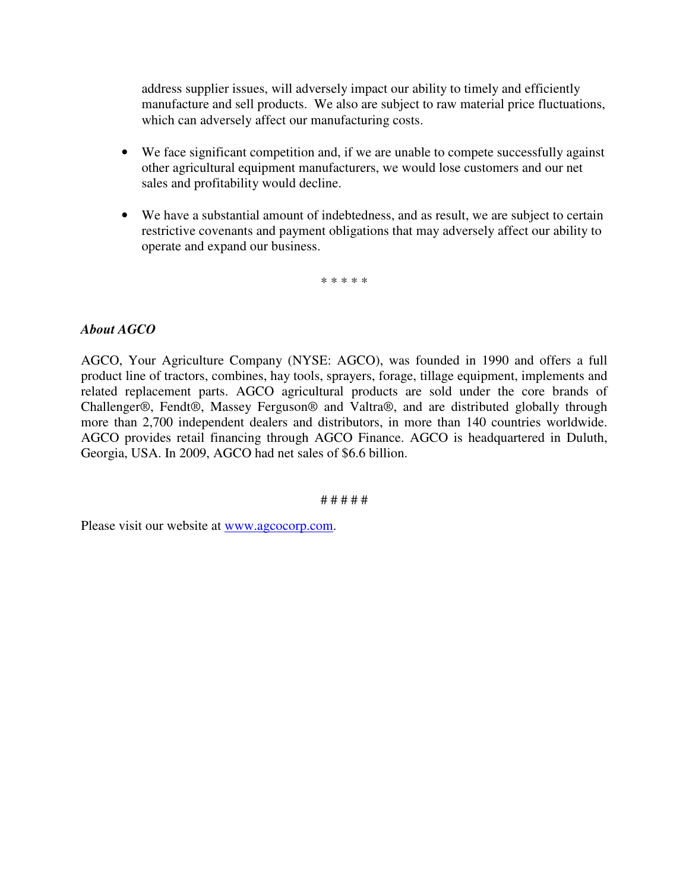address supplier issues, will adversely impact our ability to timely and efficiently manufacture and sell products. We also are subject to raw material price fluctuations, which can adversely affect our manufacturing costs.

- We face significant competition and, if we are unable to compete successfully against other agricultural equipment manufacturers, we would lose customers and our net sales and profitability would decline.

- We have a substantial amount of indebtedness, and as result, we are subject to certain restrictive covenants and payment obligations that may adversely affect our ability to operate and expand our business.

\* \* \* \* \*

***About AGCO***

AGCO, Your Agriculture Company (NYSE: AGCO), was founded in 1990 and offers a full product line of tractors, combines, hay tools, sprayers, forage, tillage equipment, implements and related replacement parts. AGCO agricultural products are sold under the core brands of Challenger®, Fendt®, Massey Ferguson® and Valtra®, and are distributed globally through more than 2,700 independent dealers and distributors, in more than 140 countries worldwide. AGCO provides retail financing through AGCO Finance. AGCO is headquartered in Duluth, Georgia, USA. In 2009, AGCO had net sales of $6.6 billion.

\# # # # #

Please visit our website at [www.agcocorp.com](http://www.agcocorp.com).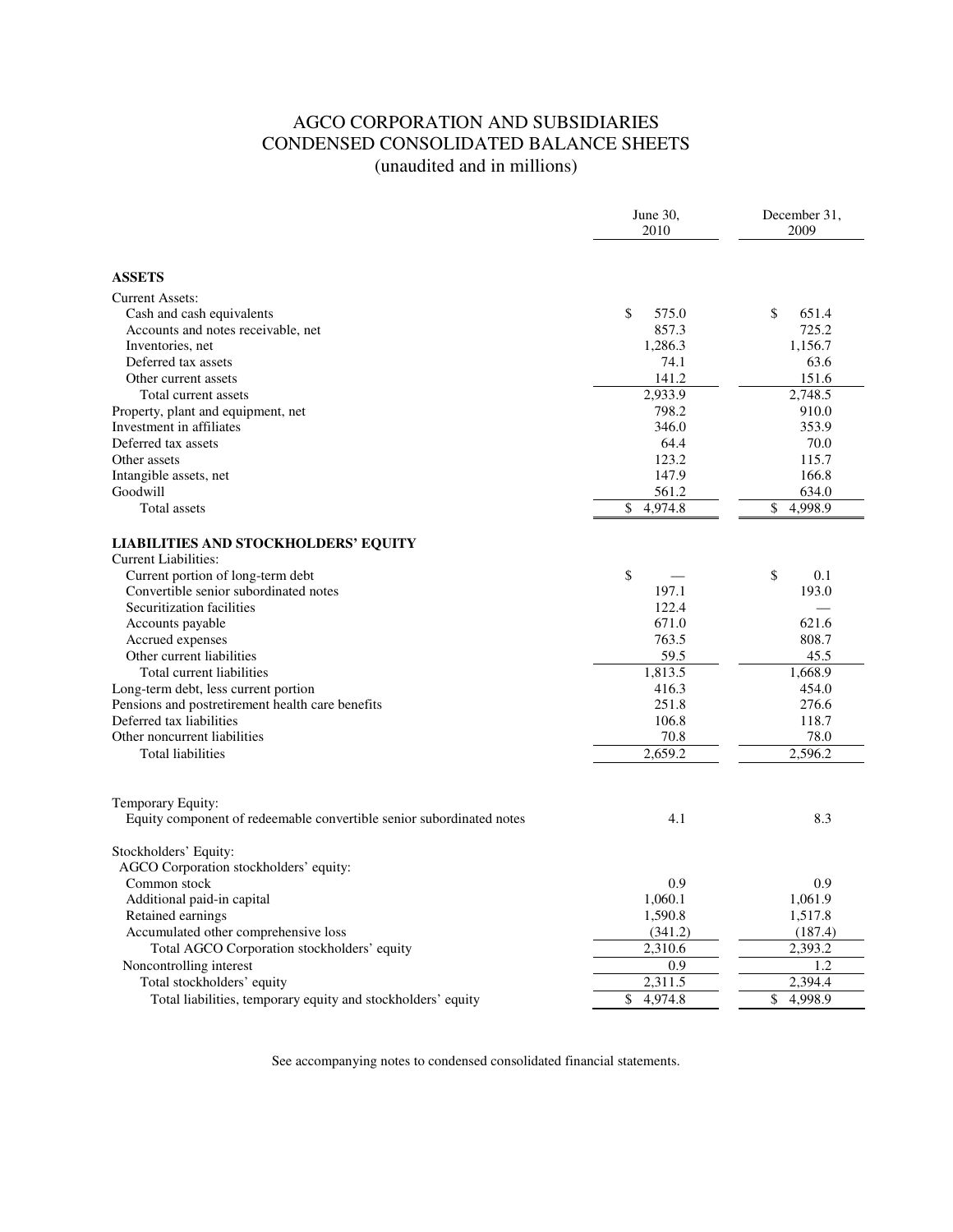# AGCO CORPORATION AND SUBSIDIARIES
## CONDENSED CONSOLIDATED BALANCE SHEETS
### (unaudited and in millions)

| | June 30, 2010 | December 31, 2009 |
|---|---|---|
| **ASSETS** | | |
| Current Assets: | | |
| Cash and cash equivalents | $ 575.0 | $ 651.4 |
| Accounts and notes receivable, net | 857.3 | 725.2 |
| Inventories, net | 1,286.3 | 1,156.7 |
| Deferred tax assets | 74.1 | 63.6 |
| Other current assets | 141.2 | 151.6 |
| Total current assets | 2,933.9 | 2,748.5 |
| Property, plant and equipment, net | 798.2 | 910.0 |
| Investment in affiliates | 346.0 | 353.9 |
| Deferred tax assets | 64.4 | 70.0 |
| Other assets | 123.2 | 115.7 |
| Intangible assets, net | 147.9 | 166.8 |
| Goodwill | 561.2 | 634.0 |
| Total assets | $ 4,974.8 | $ 4,998.9 |
| **LIABILITIES AND STOCKHOLDERS' EQUITY** | | |
| Current Liabilities: | | |
| Current portion of long-term debt | $ — | $ 0.1 |
| Convertible senior subordinated notes | 197.1 | 193.0 |
| Securitization facilities | 122.4 | — |
| Accounts payable | 671.0 | 621.6 |
| Accrued expenses | 763.5 | 808.7 |
| Other current liabilities | 59.5 | 45.5 |
| Total current liabilities | 1,813.5 | 1,668.9 |
| Long-term debt, less current portion | 416.3 | 454.0 |
| Pensions and postretirement health care benefits | 251.8 | 276.6 |
| Deferred tax liabilities | 106.8 | 118.7 |
| Other noncurrent liabilities | 70.8 | 78.0 |
| Total liabilities | 2,659.2 | 2,596.2 |
| Temporary Equity: | | |
| Equity component of redeemable convertible senior subordinated notes | 4.1 | 8.3 |
| Stockholders' Equity: | | |
| AGCO Corporation stockholders' equity: | | |
| Common stock | 0.9 | 0.9 |
| Additional paid-in capital | 1,060.1 | 1,061.9 |
| Retained earnings | 1,590.8 | 1,517.8 |
| Accumulated other comprehensive loss | (341.2) | (187.4) |
| Total AGCO Corporation stockholders' equity | 2,310.6 | 2,393.2 |
| Noncontrolling interest | 0.9 | 1.2 |
| Total stockholders' equity | 2,311.5 | 2,394.4 |
| Total liabilities, temporary equity and stockholders' equity | $ 4,974.8 | $ 4,998.9 |

See accompanying notes to condensed consolidated financial statements.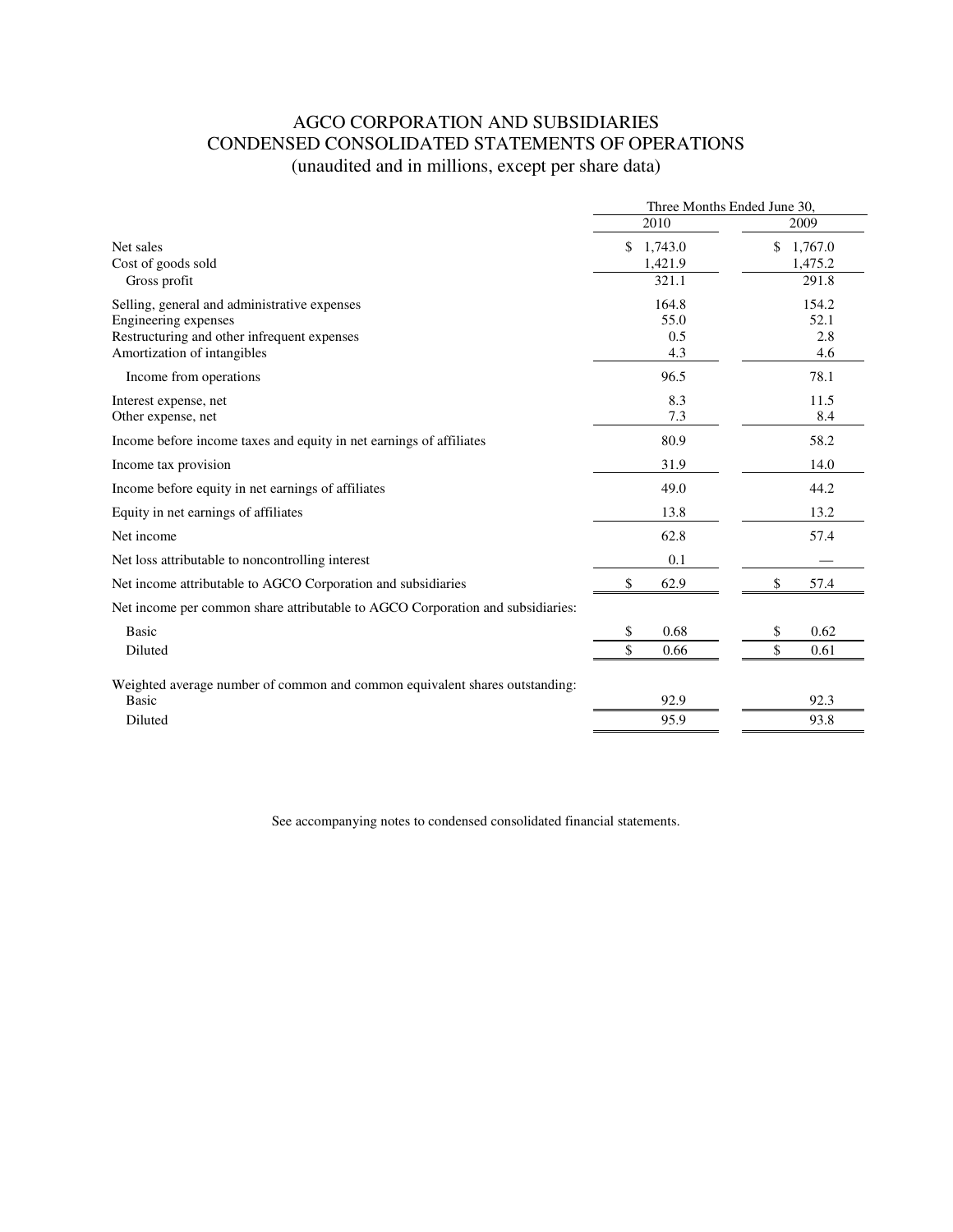# AGCO CORPORATION AND SUBSIDIARIES
## CONDENSED CONSOLIDATED STATEMENTS OF OPERATIONS
### (unaudited and in millions, except per share data)

| | Three Months Ended June 30, | |
|---|---|---|
| | 2010 | 2009 |
| Net sales | $ 1,743.0 | $ 1,767.0 |
| Cost of goods sold | 1,421.9 | 1,475.2 |
| Gross profit | 321.1 | 291.8 |
| Selling, general and administrative expenses | 164.8 | 154.2 |
| Engineering expenses | 55.0 | 52.1 |
| Restructuring and other infrequent expenses | 0.5 | 2.8 |
| Amortization of intangibles | 4.3 | 4.6 |
| Income from operations | 96.5 | 78.1 |
| Interest expense, net | 8.3 | 11.5 |
| Other expense, net | 7.3 | 8.4 |
| Income before income taxes and equity in net earnings of affiliates | 80.9 | 58.2 |
| Income tax provision | 31.9 | 14.0 |
| Income before equity in net earnings of affiliates | 49.0 | 44.2 |
| Equity in net earnings of affiliates | 13.8 | 13.2 |
| Net income | 62.8 | 57.4 |
| Net loss attributable to noncontrolling interest | 0.1 | — |
| Net income attributable to AGCO Corporation and subsidiaries | $ 62.9 | $ 57.4 |
| Net income per common share attributable to AGCO Corporation and subsidiaries: | | |
| Basic | $ 0.68 | $ 0.62 |
| Diluted | $ 0.66 | $ 0.61 |
| Weighted average number of common and common equivalent shares outstanding: | | |
| Basic | 92.9 | 92.3 |
| Diluted | 95.9 | 93.8 |

See accompanying notes to condensed consolidated financial statements.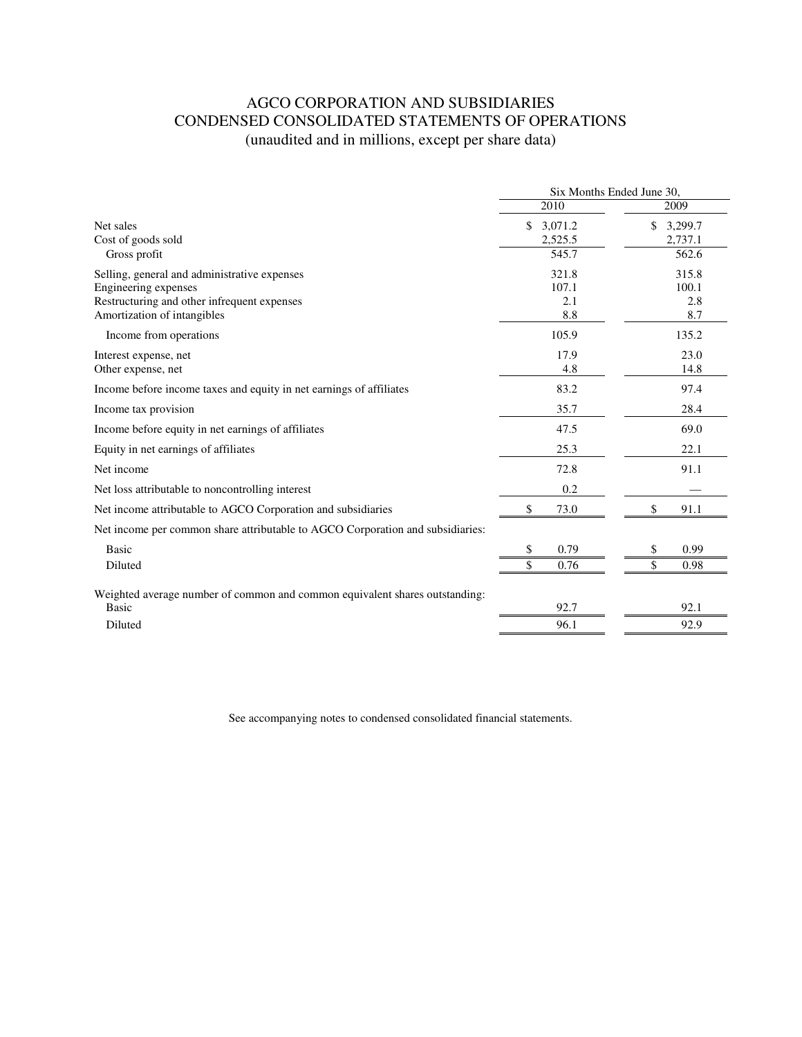# AGCO CORPORATION AND SUBSIDIARIES
## CONDENSED CONSOLIDATED STATEMENTS OF OPERATIONS
(unaudited and in millions, except per share data)

| | Six Months Ended June 30, | |
|---|---|---|
| | 2010 | 2009 |
| Net sales | $ 3,071.2 | $ 3,299.7 |
| Cost of goods sold | 2,525.5 | 2,737.1 |
| Gross profit | 545.7 | 562.6 |
| Selling, general and administrative expenses | 321.8 | 315.8 |
| Engineering expenses | 107.1 | 100.1 |
| Restructuring and other infrequent expenses | 2.1 | 2.8 |
| Amortization of intangibles | 8.8 | 8.7 |
| Income from operations | 105.9 | 135.2 |
| Interest expense, net | 17.9 | 23.0 |
| Other expense, net | 4.8 | 14.8 |
| Income before income taxes and equity in net earnings of affiliates | 83.2 | 97.4 |
| Income tax provision | 35.7 | 28.4 |
| Income before equity in net earnings of affiliates | 47.5 | 69.0 |
| Equity in net earnings of affiliates | 25.3 | 22.1 |
| Net income | 72.8 | 91.1 |
| Net loss attributable to noncontrolling interest | 0.2 | — |
| Net income attributable to AGCO Corporation and subsidiaries | $ 73.0 | $ 91.1 |
| Net income per common share attributable to AGCO Corporation and subsidiaries: | | |
| Basic | $ 0.79 | $ 0.99 |
| Diluted | $ 0.76 | $ 0.98 |
| Weighted average number of common and common equivalent shares outstanding: | | |
| Basic | 92.7 | 92.1 |
| Diluted | 96.1 | 92.9 |

See accompanying notes to condensed consolidated financial statements.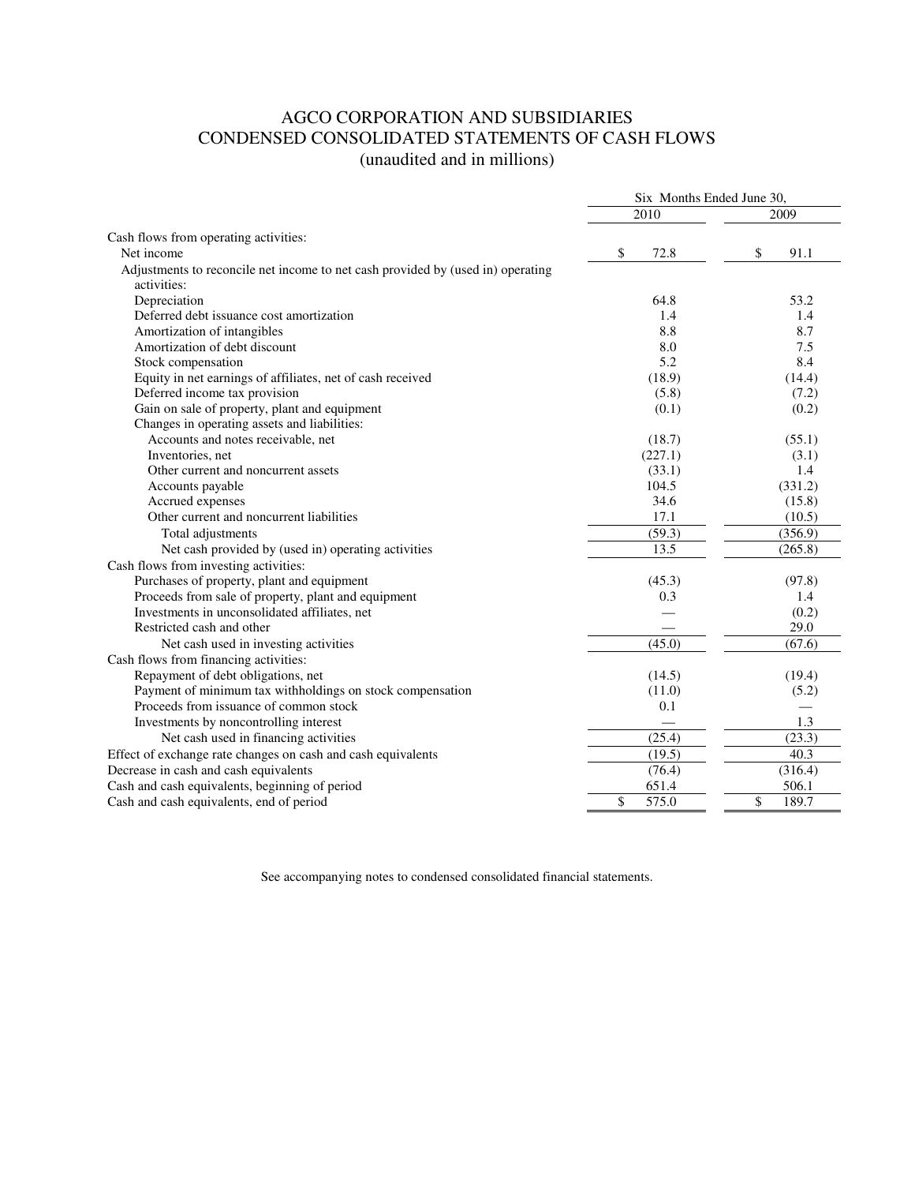# AGCO CORPORATION AND SUBSIDIARIES
## CONDENSED CONSOLIDATED STATEMENTS OF CASH FLOWS
### (unaudited and in millions)

| | Six Months Ended June 30, | |
|---|---|---|
| | 2010 | 2009 |
| Cash flows from operating activities: | | |
| Net income | $ 72.8 | $ 91.1 |
| Adjustments to reconcile net income to net cash provided by (used in) operating activities: | | |
| Depreciation | 64.8 | 53.2 |
| Deferred debt issuance cost amortization | 1.4 | 1.4 |
| Amortization of intangibles | 8.8 | 8.7 |
| Amortization of debt discount | 8.0 | 7.5 |
| Stock compensation | 5.2 | 8.4 |
| Equity in net earnings of affiliates, net of cash received | (18.9) | (14.4) |
| Deferred income tax provision | (5.8) | (7.2) |
| Gain on sale of property, plant and equipment | (0.1) | (0.2) |
| Changes in operating assets and liabilities: | | |
| Accounts and notes receivable, net | (18.7) | (55.1) |
| Inventories, net | (227.1) | (3.1) |
| Other current and noncurrent assets | (33.1) | 1.4 |
| Accounts payable | 104.5 | (331.2) |
| Accrued expenses | 34.6 | (15.8) |
| Other current and noncurrent liabilities | 17.1 | (10.5) |
| Total adjustments | (59.3) | (356.9) |
| Net cash provided by (used in) operating activities | 13.5 | (265.8) |
| Cash flows from investing activities: | | |
| Purchases of property, plant and equipment | (45.3) | (97.8) |
| Proceeds from sale of property, plant and equipment | 0.3 | 1.4 |
| Investments in unconsolidated affiliates, net | — | (0.2) |
| Restricted cash and other | — | 29.0 |
| Net cash used in investing activities | (45.0) | (67.6) |
| Cash flows from financing activities: | | |
| Repayment of debt obligations, net | (14.5) | (19.4) |
| Payment of minimum tax withholdings on stock compensation | (11.0) | (5.2) |
| Proceeds from issuance of common stock | 0.1 | — |
| Investments by noncontrolling interest | — | 1.3 |
| Net cash used in financing activities | (25.4) | (23.3) |
| Effect of exchange rate changes on cash and cash equivalents | (19.5) | 40.3 |
| Decrease in cash and cash equivalents | (76.4) | (316.4) |
| Cash and cash equivalents, beginning of period | 651.4 | 506.1 |
| Cash and cash equivalents, end of period | $ 575.0 | $ 189.7 |

See accompanying notes to condensed consolidated financial statements.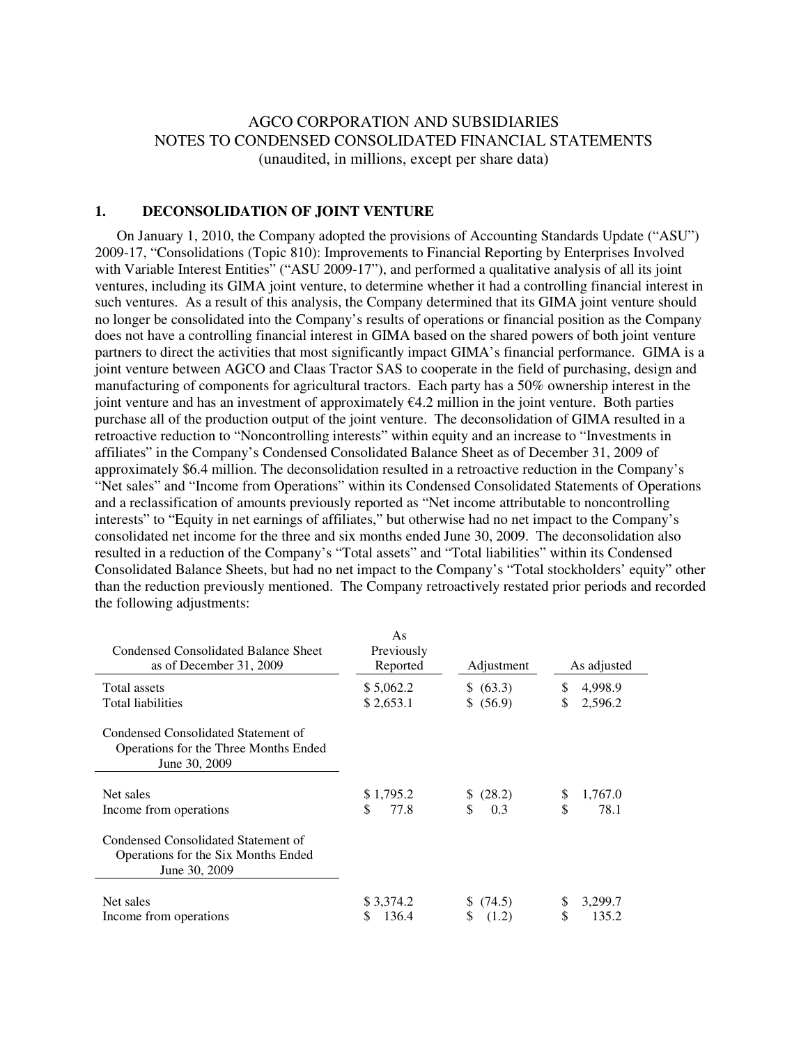AGCO CORPORATION AND SUBSIDIARIES
NOTES TO CONDENSED CONSOLIDATED FINANCIAL STATEMENTS
(unaudited, in millions, except per share data)

## 1. DECONSOLIDATION OF JOINT VENTURE

On January 1, 2010, the Company adopted the provisions of Accounting Standards Update ("ASU") 2009-17, "Consolidations (Topic 810): Improvements to Financial Reporting by Enterprises Involved with Variable Interest Entities" ("ASU 2009-17"), and performed a qualitative analysis of all its joint ventures, including its GIMA joint venture, to determine whether it had a controlling financial interest in such ventures. As a result of this analysis, the Company determined that its GIMA joint venture should no longer be consolidated into the Company's results of operations or financial position as the Company does not have a controlling financial interest in GIMA based on the shared powers of both joint venture partners to direct the activities that most significantly impact GIMA's financial performance. GIMA is a joint venture between AGCO and Claas Tractor SAS to cooperate in the field of purchasing, design and manufacturing of components for agricultural tractors. Each party has a 50% ownership interest in the joint venture and has an investment of approximately €4.2 million in the joint venture. Both parties purchase all of the production output of the joint venture. The deconsolidation of GIMA resulted in a retroactive reduction to "Noncontrolling interests" within equity and an increase to "Investments in affiliates" in the Company's Condensed Consolidated Balance Sheet as of December 31, 2009 of approximately $6.4 million. The deconsolidation resulted in a retroactive reduction in the Company's "Net sales" and "Income from Operations" within its Condensed Consolidated Statements of Operations and a reclassification of amounts previously reported as "Net income attributable to noncontrolling interests" to "Equity in net earnings of affiliates," but otherwise had no net impact to the Company's consolidated net income for the three and six months ended June 30, 2009. The deconsolidation also resulted in a reduction of the Company's "Total assets" and "Total liabilities" within its Condensed Consolidated Balance Sheets, but had no net impact to the Company's "Total stockholders' equity" other than the reduction previously mentioned. The Company retroactively restated prior periods and recorded the following adjustments:

| Condensed Consolidated Balance Sheet as of December 31, 2009 | As Previously Reported | Adjustment | As adjusted |
|---|---|---|---|
| Total assets | $ 5,062.2 | $ (63.3) | $ 4,998.9 |
| Total liabilities | $ 2,653.1 | $ (56.9) | $ 2,596.2 |
| **Condensed Consolidated Statement of Operations for the Three Months Ended June 30, 2009** | | | |
| Net sales | $ 1,795.2 | $ (28.2) | $ 1,767.0 |
| Income from operations | $ 77.8 | $ 0.3 | $ 78.1 |
| **Condensed Consolidated Statement of Operations for the Six Months Ended June 30, 2009** | | | |
| Net sales | $ 3,374.2 | $ (74.5) | $ 3,299.7 |
| Income from operations | $ 136.4 | $ (1.2) | $ 135.2 |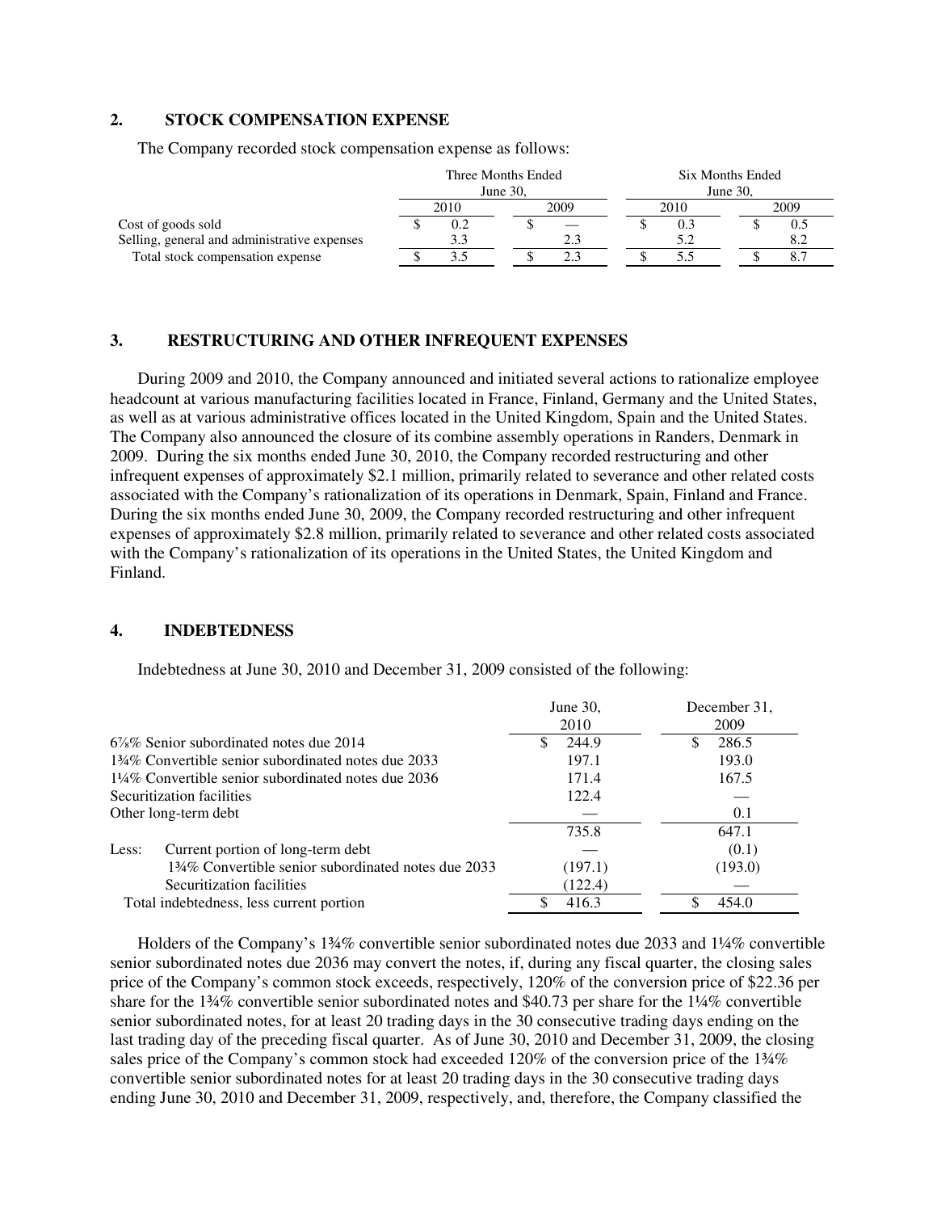## 2. STOCK COMPENSATION EXPENSE

The Company recorded stock compensation expense as follows:

| | Three Months Ended June 30, | | Six Months Ended June 30, | |
|---|---|---|---|---|
| | 2010 | 2009 | 2010 | 2009 |
| Cost of goods sold | $ 0.2 | $ — | $ 0.3 | $ 0.5 |
| Selling, general and administrative expenses | 3.3 | 2.3 | 5.2 | 8.2 |
| Total stock compensation expense | $ 3.5 | $ 2.3 | $ 5.5 | $ 8.7 |

## 3. RESTRUCTURING AND OTHER INFREQUENT EXPENSES

During 2009 and 2010, the Company announced and initiated several actions to rationalize employee headcount at various manufacturing facilities located in France, Finland, Germany and the United States, as well as at various administrative offices located in the United Kingdom, Spain and the United States. The Company also announced the closure of its combine assembly operations in Randers, Denmark in 2009. During the six months ended June 30, 2010, the Company recorded restructuring and other infrequent expenses of approximately $2.1 million, primarily related to severance and other related costs associated with the Company's rationalization of its operations in Denmark, Spain, Finland and France. During the six months ended June 30, 2009, the Company recorded restructuring and other infrequent expenses of approximately $2.8 million, primarily related to severance and other related costs associated with the Company's rationalization of its operations in the United States, the United Kingdom and Finland.

## 4. INDEBTEDNESS

Indebtedness at June 30, 2010 and December 31, 2009 consisted of the following:

| | June 30, 2010 | December 31, 2009 |
|---|---|---|
| 6⅞% Senior subordinated notes due 2014 | $ 244.9 | $ 286.5 |
| 1¾% Convertible senior subordinated notes due 2033 | 197.1 | 193.0 |
| 1¼% Convertible senior subordinated notes due 2036 | 171.4 | 167.5 |
| Securitization facilities | 122.4 | — |
| Other long-term debt | — | 0.1 |
| | 735.8 | 647.1 |
| Less: Current portion of long-term debt | — | (0.1) |
| 1¾% Convertible senior subordinated notes due 2033 | (197.1) | (193.0) |
| Securitization facilities | (122.4) | — |
| Total indebtedness, less current portion | $ 416.3 | $ 454.0 |

Holders of the Company's 1¾% convertible senior subordinated notes due 2033 and 1¼% convertible senior subordinated notes due 2036 may convert the notes, if, during any fiscal quarter, the closing sales price of the Company's common stock exceeds, respectively, 120% of the conversion price of $22.36 per share for the 1¾% convertible senior subordinated notes and $40.73 per share for the 1¼% convertible senior subordinated notes, for at least 20 trading days in the 30 consecutive trading days ending on the last trading day of the preceding fiscal quarter. As of June 30, 2010 and December 31, 2009, the closing sales price of the Company's common stock had exceeded 120% of the conversion price of the 1¾% convertible senior subordinated notes for at least 20 trading days in the 30 consecutive trading days ending June 30, 2010 and December 31, 2009, respectively, and, therefore, the Company classified the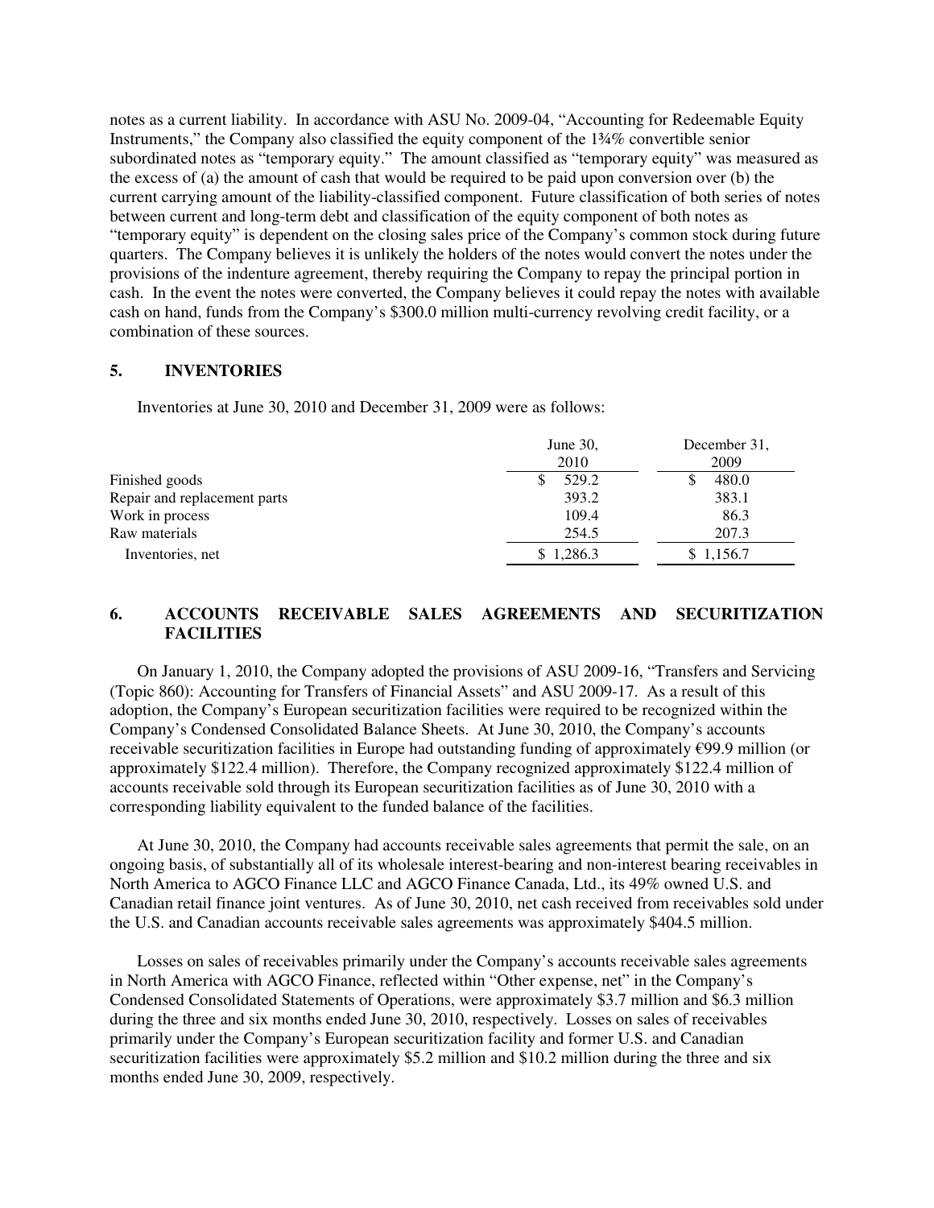notes as a current liability. In accordance with ASU No. 2009-04, "Accounting for Redeemable Equity Instruments," the Company also classified the equity component of the 1¾% convertible senior subordinated notes as "temporary equity." The amount classified as "temporary equity" was measured as the excess of (a) the amount of cash that would be required to be paid upon conversion over (b) the current carrying amount of the liability-classified component. Future classification of both series of notes between current and long-term debt and classification of the equity component of both notes as "temporary equity" is dependent on the closing sales price of the Company's common stock during future quarters. The Company believes it is unlikely the holders of the notes would convert the notes under the provisions of the indenture agreement, thereby requiring the Company to repay the principal portion in cash. In the event the notes were converted, the Company believes it could repay the notes with available cash on hand, funds from the Company's $300.0 million multi-currency revolving credit facility, or a combination of these sources.

## 5. INVENTORIES

Inventories at June 30, 2010 and December 31, 2009 were as follows:

| | June 30, 2010 | December 31, 2009 |
|---|---|---|
| Finished goods | $ 529.2 | $ 480.0 |
| Repair and replacement parts | 393.2 | 383.1 |
| Work in process | 109.4 | 86.3 |
| Raw materials | 254.5 | 207.3 |
| Inventories, net | $ 1,286.3 | $ 1,156.7 |

## 6. ACCOUNTS RECEIVABLE SALES AGREEMENTS AND SECURITIZATION FACILITIES

On January 1, 2010, the Company adopted the provisions of ASU 2009-16, "Transfers and Servicing (Topic 860): Accounting for Transfers of Financial Assets" and ASU 2009-17. As a result of this adoption, the Company's European securitization facilities were required to be recognized within the Company's Condensed Consolidated Balance Sheets. At June 30, 2010, the Company's accounts receivable securitization facilities in Europe had outstanding funding of approximately €99.9 million (or approximately $122.4 million). Therefore, the Company recognized approximately $122.4 million of accounts receivable sold through its European securitization facilities as of June 30, 2010 with a corresponding liability equivalent to the funded balance of the facilities.

At June 30, 2010, the Company had accounts receivable sales agreements that permit the sale, on an ongoing basis, of substantially all of its wholesale interest-bearing and non-interest bearing receivables in North America to AGCO Finance LLC and AGCO Finance Canada, Ltd., its 49% owned U.S. and Canadian retail finance joint ventures. As of June 30, 2010, net cash received from receivables sold under the U.S. and Canadian accounts receivable sales agreements was approximately $404.5 million.

Losses on sales of receivables primarily under the Company's accounts receivable sales agreements in North America with AGCO Finance, reflected within "Other expense, net" in the Company's Condensed Consolidated Statements of Operations, were approximately $3.7 million and $6.3 million during the three and six months ended June 30, 2010, respectively. Losses on sales of receivables primarily under the Company's European securitization facility and former U.S. and Canadian securitization facilities were approximately $5.2 million and $10.2 million during the three and six months ended June 30, 2009, respectively.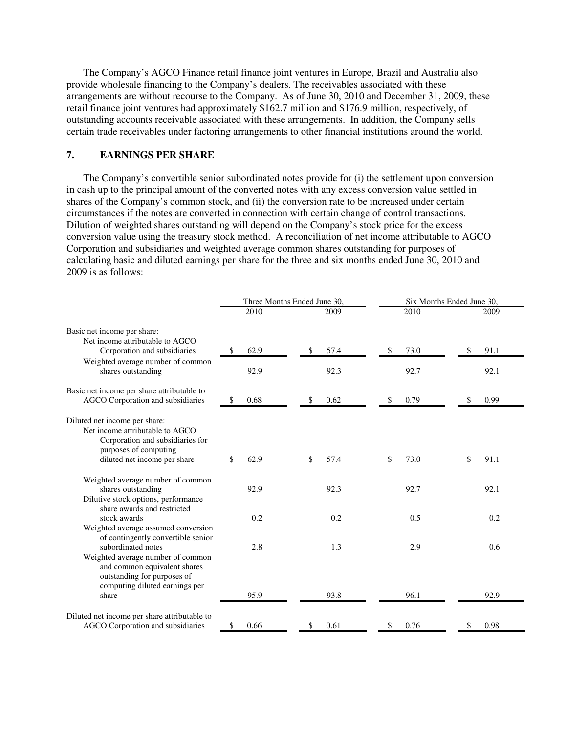The Company's AGCO Finance retail finance joint ventures in Europe, Brazil and Australia also provide wholesale financing to the Company's dealers. The receivables associated with these arrangements are without recourse to the Company. As of June 30, 2010 and December 31, 2009, these retail finance joint ventures had approximately $162.7 million and $176.9 million, respectively, of outstanding accounts receivable associated with these arrangements. In addition, the Company sells certain trade receivables under factoring arrangements to other financial institutions around the world.

## 7. EARNINGS PER SHARE

The Company's convertible senior subordinated notes provide for (i) the settlement upon conversion in cash up to the principal amount of the converted notes with any excess conversion value settled in shares of the Company's common stock, and (ii) the conversion rate to be increased under certain circumstances if the notes are converted in connection with certain change of control transactions. Dilution of weighted shares outstanding will depend on the Company's stock price for the excess conversion value using the treasury stock method. A reconciliation of net income attributable to AGCO Corporation and subsidiaries and weighted average common shares outstanding for purposes of calculating basic and diluted earnings per share for the three and six months ended June 30, 2010 and 2009 is as follows:

| | Three Months Ended June 30, | | Six Months Ended June 30, | |
|---|---|---|---|---|
| | 2010 | 2009 | 2010 | 2009 |
| Basic net income per share: | | | | |
| Net income attributable to AGCO Corporation and subsidiaries | $ 62.9 | $ 57.4 | $ 73.0 | $ 91.1 |
| Weighted average number of common shares outstanding | 92.9 | 92.3 | 92.7 | 92.1 |
| Basic net income per share attributable to AGCO Corporation and subsidiaries | $ 0.68 | $ 0.62 | $ 0.79 | $ 0.99 |
| Diluted net income per share: | | | | |
| Net income attributable to AGCO Corporation and subsidiaries for purposes of computing diluted net income per share | $ 62.9 | $ 57.4 | $ 73.0 | $ 91.1 |
| Weighted average number of common shares outstanding | 92.9 | 92.3 | 92.7 | 92.1 |
| Dilutive stock options, performance share awards and restricted stock awards | 0.2 | 0.2 | 0.5 | 0.2 |
| Weighted average assumed conversion of contingently convertible senior subordinated notes | 2.8 | 1.3 | 2.9 | 0.6 |
| Weighted average number of common and common equivalent shares outstanding for purposes of computing diluted earnings per share | 95.9 | 93.8 | 96.1 | 92.9 |
| Diluted net income per share attributable to AGCO Corporation and subsidiaries | $ 0.66 | $ 0.61 | $ 0.76 | $ 0.98 |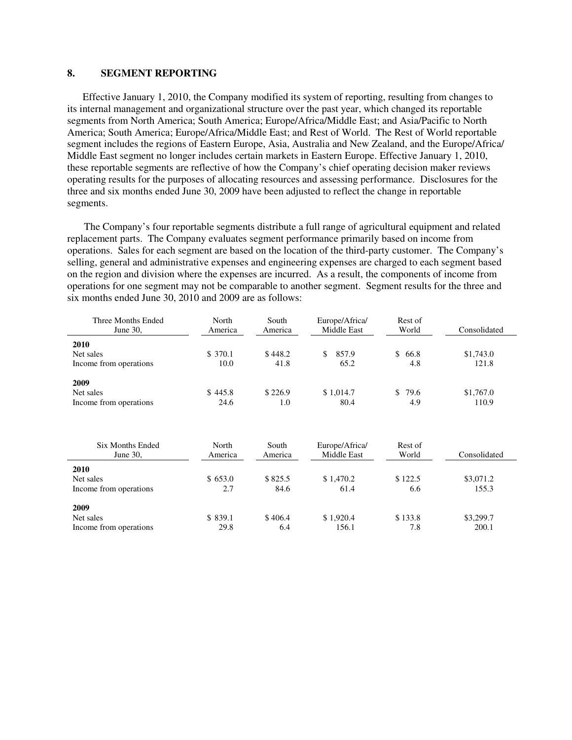## 8. SEGMENT REPORTING

Effective January 1, 2010, the Company modified its system of reporting, resulting from changes to its internal management and organizational structure over the past year, which changed its reportable segments from North America; South America; Europe/Africa/Middle East; and Asia/Pacific to North America; South America; Europe/Africa/Middle East; and Rest of World. The Rest of World reportable segment includes the regions of Eastern Europe, Asia, Australia and New Zealand, and the Europe/Africa/Middle East segment no longer includes certain markets in Eastern Europe. Effective January 1, 2010, these reportable segments are reflective of how the Company's chief operating decision maker reviews operating results for the purposes of allocating resources and assessing performance. Disclosures for the three and six months ended June 30, 2009 have been adjusted to reflect the change in reportable segments.

The Company's four reportable segments distribute a full range of agricultural equipment and related replacement parts. The Company evaluates segment performance primarily based on income from operations. Sales for each segment are based on the location of the third-party customer. The Company's selling, general and administrative expenses and engineering expenses are charged to each segment based on the region and division where the expenses are incurred. As a result, the components of income from operations for one segment may not be comparable to another segment. Segment results for the three and six months ended June 30, 2010 and 2009 are as follows:

| Three Months Ended June 30, | North America | South America | Europe/Africa/ Middle East | Rest of World | Consolidated |
|---|---|---|---|---|---|
| **2010** | | | | | |
| Net sales | $ 370.1 | $ 448.2 | $ 857.9 | $ 66.8 | $1,743.0 |
| Income from operations | 10.0 | 41.8 | 65.2 | 4.8 | 121.8 |
| **2009** | | | | | |
| Net sales | $ 445.8 | $ 226.9 | $ 1,014.7 | $ 79.6 | $1,767.0 |
| Income from operations | 24.6 | 1.0 | 80.4 | 4.9 | 110.9 |

| Six Months Ended June 30, | North America | South America | Europe/Africa/ Middle East | Rest of World | Consolidated |
|---|---|---|---|---|---|
| **2010** | | | | | |
| Net sales | $ 653.0 | $ 825.5 | $ 1,470.2 | $ 122.5 | $3,071.2 |
| Income from operations | 2.7 | 84.6 | 61.4 | 6.6 | 155.3 |
| **2009** | | | | | |
| Net sales | $ 839.1 | $ 406.4 | $ 1,920.4 | $ 133.8 | $3,299.7 |
| Income from operations | 29.8 | 6.4 | 156.1 | 7.8 | 200.1 |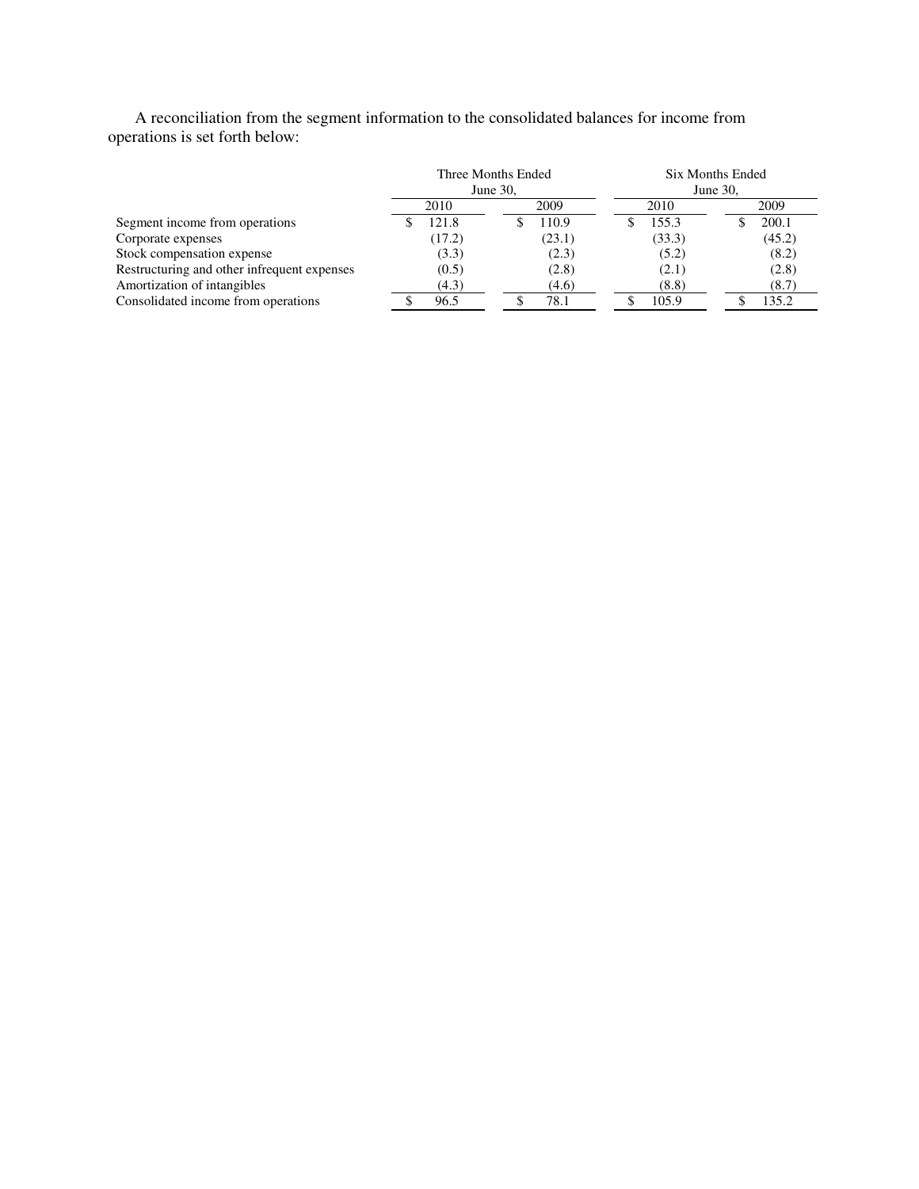A reconciliation from the segment information to the consolidated balances for income from operations is set forth below:

| | Three Months Ended June 30, | | Six Months Ended June 30, | |
|---|---|---|---|---|
| | 2010 | 2009 | 2010 | 2009 |
| Segment income from operations | $ 121.8 | $ 110.9 | $ 155.3 | $ 200.1 |
| Corporate expenses | (17.2) | (23.1) | (33.3) | (45.2) |
| Stock compensation expense | (3.3) | (2.3) | (5.2) | (8.2) |
| Restructuring and other infrequent expenses | (0.5) | (2.8) | (2.1) | (2.8) |
| Amortization of intangibles | (4.3) | (4.6) | (8.8) | (8.7) |
| Consolidated income from operations | $ 96.5 | $ 78.1 | $ 105.9 | $ 135.2 |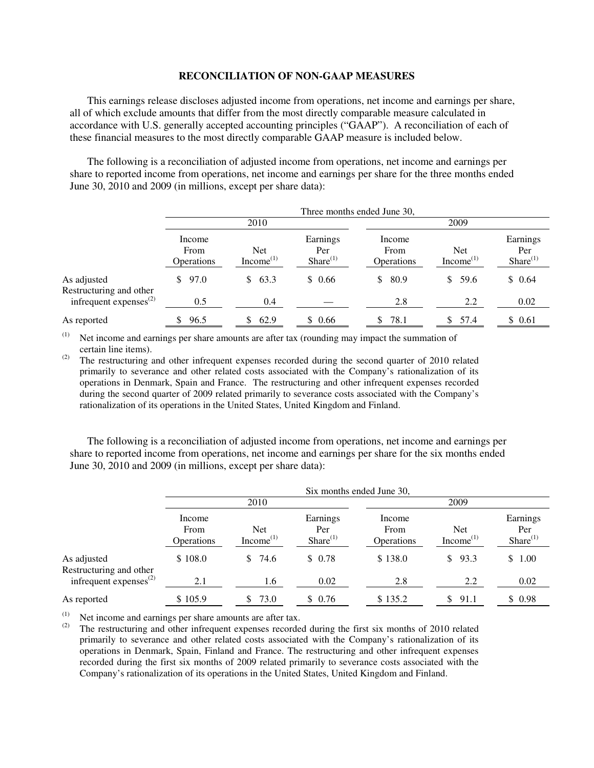## RECONCILIATION OF NON-GAAP MEASURES

This earnings release discloses adjusted income from operations, net income and earnings per share, all of which exclude amounts that differ from the most directly comparable measure calculated in accordance with U.S. generally accepted accounting principles ("GAAP"). A reconciliation of each of these financial measures to the most directly comparable GAAP measure is included below.

The following is a reconciliation of adjusted income from operations, net income and earnings per share to reported income from operations, net income and earnings per share for the three months ended June 30, 2010 and 2009 (in millions, except per share data):

| | Three months ended June 30, | | | | | |
|---|---|---|---|---|---|---|
| | 2010 | | | 2009 | | |
| | Income From Operations | Net Income[(1)] | Earnings Per Share[(1)] | Income From Operations | Net Income[(1)] | Earnings Per Share[(1)] |
| As adjusted | $ 97.0 | $ 63.3 | $ 0.66 | $ 80.9 | $ 59.6 | $ 0.64 |
| Restructuring and other infrequent expenses[(2)] | 0.5 | 0.4 | — | 2.8 | 2.2 | 0.02 |
| As reported | $ 96.5 | $ 62.9 | $ 0.66 | $ 78.1 | $ 57.4 | $ 0.61 |

(1) Net income and earnings per share amounts are after tax (rounding may impact the summation of certain line items).

(2) The restructuring and other infrequent expenses recorded during the second quarter of 2010 related primarily to severance and other related costs associated with the Company's rationalization of its operations in Denmark, Spain and France. The restructuring and other infrequent expenses recorded during the second quarter of 2009 related primarily to severance costs associated with the Company's rationalization of its operations in the United States, United Kingdom and Finland.

The following is a reconciliation of adjusted income from operations, net income and earnings per share to reported income from operations, net income and earnings per share for the six months ended June 30, 2010 and 2009 (in millions, except per share data):

| | Six months ended June 30, | | | | | |
|---|---|---|---|---|---|---|
| | 2010 | | | 2009 | | |
| | Income From Operations | Net Income[(1)] | Earnings Per Share[(1)] | Income From Operations | Net Income[(1)] | Earnings Per Share[(1)] |
| As adjusted | $ 108.0 | $ 74.6 | $ 0.78 | $ 138.0 | $ 93.3 | $ 1.00 |
| Restructuring and other infrequent expenses[(2)] | 2.1 | 1.6 | 0.02 | 2.8 | 2.2 | 0.02 |
| As reported | $ 105.9 | $ 73.0 | $ 0.76 | $ 135.2 | $ 91.1 | $ 0.98 |

(1) Net income and earnings per share amounts are after tax.

(2) The restructuring and other infrequent expenses recorded during the first six months of 2010 related primarily to severance and other related costs associated with the Company's rationalization of its operations in Denmark, Spain, Finland and France. The restructuring and other infrequent expenses recorded during the first six months of 2009 related primarily to severance costs associated with the Company's rationalization of its operations in the United States, United Kingdom and Finland.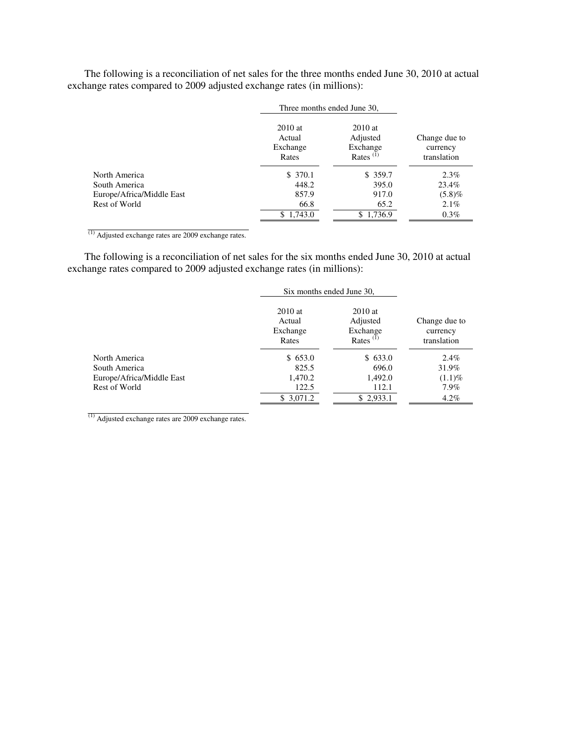The following is a reconciliation of net sales for the three months ended June 30, 2010 at actual exchange rates compared to 2009 adjusted exchange rates (in millions):

| | Three months ended June 30, | | |
|---|---|---|---|
| | 2010 at Actual Exchange Rates | 2010 at Adjusted Exchange Rates [(1)] | Change due to currency translation |
| North America | $ 370.1 | $ 359.7 | 2.3% |
| South America | 448.2 | 395.0 | 23.4% |
| Europe/Africa/Middle East | 857.9 | 917.0 | (5.8)% |
| Rest of World | 66.8 | 65.2 | 2.1% |
| | $ 1,743.0 | $ 1,736.9 | 0.3% |

[(1)] Adjusted exchange rates are 2009 exchange rates.

The following is a reconciliation of net sales for the six months ended June 30, 2010 at actual exchange rates compared to 2009 adjusted exchange rates (in millions):

| | Six months ended June 30, | | |
|---|---|---|---|
| | 2010 at Actual Exchange Rates | 2010 at Adjusted Exchange Rates [(1)] | Change due to currency translation |
| North America | $ 653.0 | $ 633.0 | 2.4% |
| South America | 825.5 | 696.0 | 31.9% |
| Europe/Africa/Middle East | 1,470.2 | 1,492.0 | (1.1)% |
| Rest of World | 122.5 | 112.1 | 7.9% |
| | $ 3,071.2 | $ 2,933.1 | 4.2% |

[(1)] Adjusted exchange rates are 2009 exchange rates.